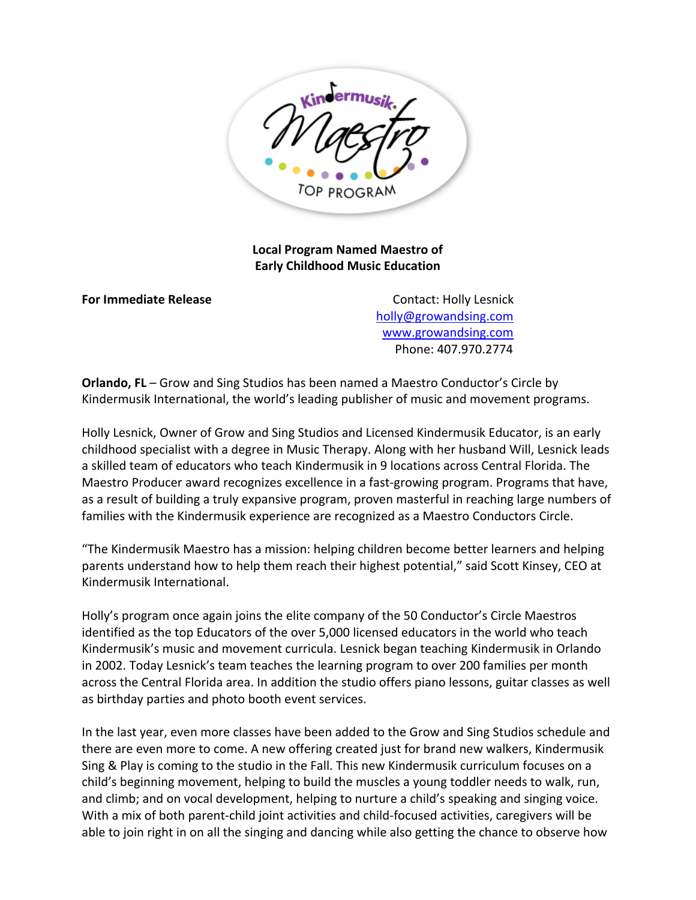**Local Program Named Maestro of Early Childhood Music Education**

**For Immediate Release**

Contact: Holly Lesnick
holly@growandsing.com
www.growandsing.com
Phone: 407.970.2774

**Orlando, FL** – Grow and Sing Studios has been named a Maestro Conductor's Circle by Kindermusik International, the world's leading publisher of music and movement programs.

Holly Lesnick, Owner of Grow and Sing Studios and Licensed Kindermusik Educator, is an early childhood specialist with a degree in Music Therapy. Along with her husband Will, Lesnick leads a skilled team of educators who teach Kindermusik in 9 locations across Central Florida. The Maestro Producer award recognizes excellence in a fast-growing program. Programs that have, as a result of building a truly expansive program, proven masterful in reaching large numbers of families with the Kindermusik experience are recognized as a Maestro Conductors Circle.

"The Kindermusik Maestro has a mission: helping children become better learners and helping parents understand how to help them reach their highest potential," said Scott Kinsey, CEO at Kindermusik International.

Holly's program once again joins the elite company of the 50 Conductor's Circle Maestros identified as the top Educators of the over 5,000 licensed educators in the world who teach Kindermusik's music and movement curricula. Lesnick began teaching Kindermusik in Orlando in 2002. Today Lesnick's team teaches the learning program to over 200 families per month across the Central Florida area. In addition the studio offers piano lessons, guitar classes as well as birthday parties and photo booth event services.

In the last year, even more classes have been added to the Grow and Sing Studios schedule and there are even more to come. A new offering created just for brand new walkers, Kindermusik Sing & Play is coming to the studio in the Fall. This new Kindermusik curriculum focuses on a child's beginning movement, helping to build the muscles a young toddler needs to walk, run, and climb; and on vocal development, helping to nurture a child's speaking and singing voice. With a mix of both parent-child joint activities and child-focused activities, caregivers will be able to join right in on all the singing and dancing while also getting the chance to observe how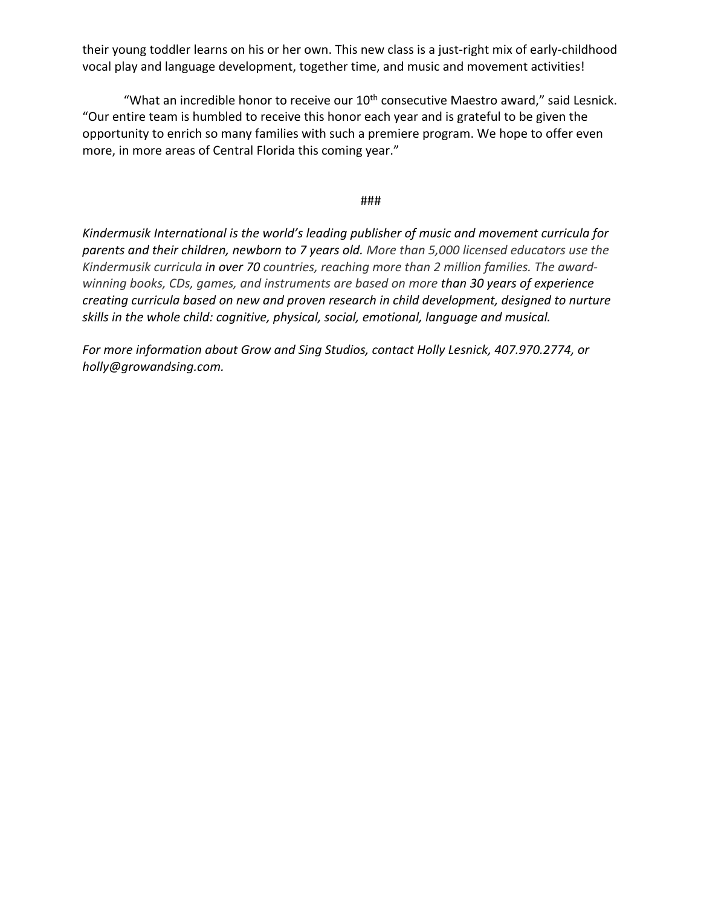their young toddler learns on his or her own. This new class is a just-right mix of early-childhood vocal play and language development, together time, and music and movement activities!

"What an incredible honor to receive our 10th consecutive Maestro award," said Lesnick. "Our entire team is humbled to receive this honor each year and is grateful to be given the opportunity to enrich so many families with such a premiere program. We hope to offer even more, in more areas of Central Florida this coming year."

###

*Kindermusik International is the world's leading publisher of music and movement curricula for parents and their children, newborn to 7 years old. More than 5,000 licensed educators use the Kindermusik curricula in over 70 countries, reaching more than 2 million families. The award-winning books, CDs, games, and instruments are based on more than 30 years of experience creating curricula based on new and proven research in child development, designed to nurture skills in the whole child: cognitive, physical, social, emotional, language and musical.*

*For more information about Grow and Sing Studios, contact Holly Lesnick, 407.970.2774, or holly@growandsing.com.*